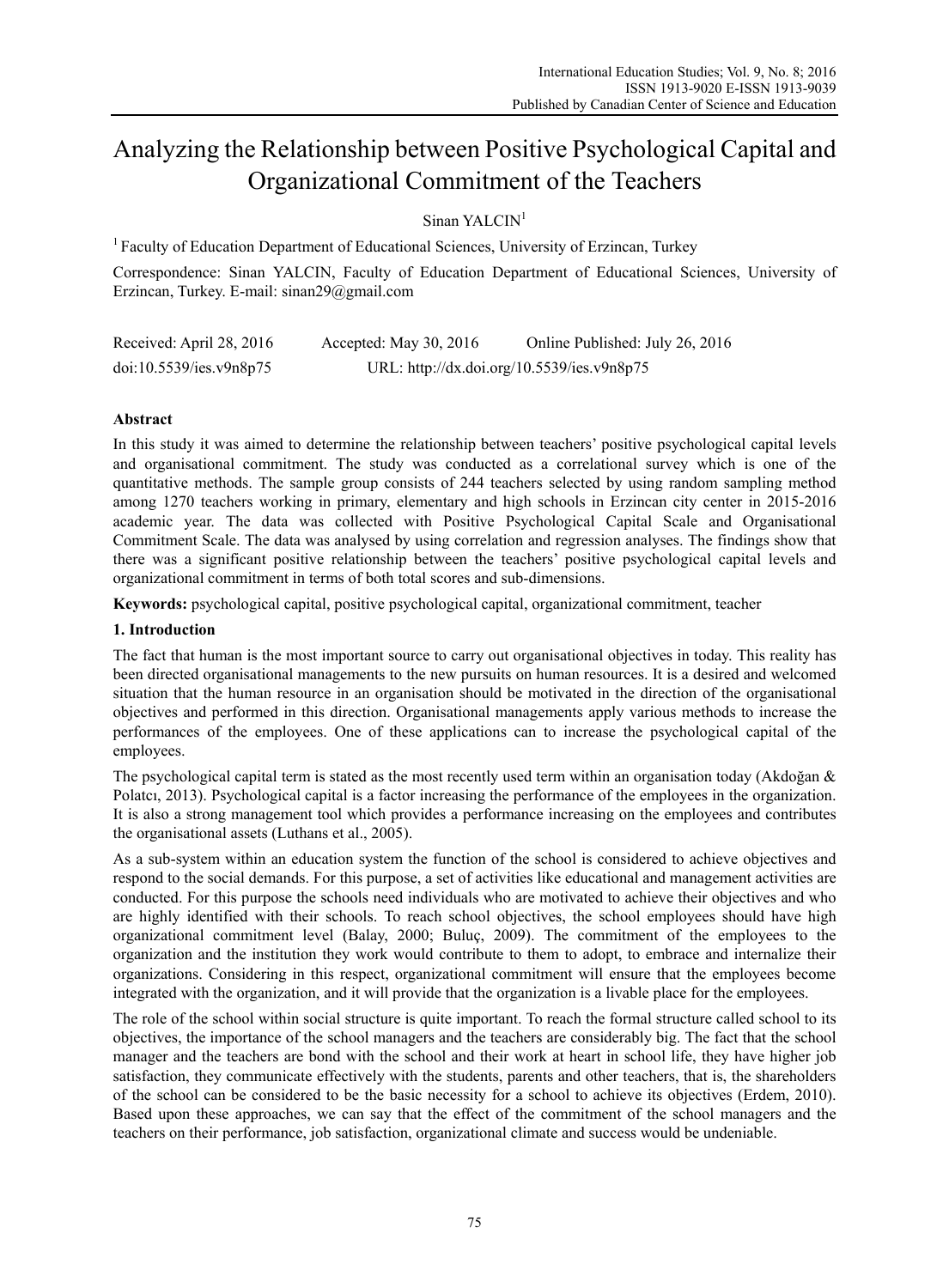# Analyzing the Relationship between Positive Psychological Capital and Organizational Commitment of the Teachers

Sinan YALCIN[1]

[1] Faculty of Education Department of Educational Sciences, University of Erzincan, Turkey

Correspondence: Sinan YALCIN, Faculty of Education Department of Educational Sciences, University of Erzincan, Turkey. E-mail: sinan29@gmail.com

Received: April 28, 2016 Accepted: May 30, 2016 Online Published: July 26, 2016

doi:10.5539/ies.v9n8p75 URL: http://dx.doi.org/10.5539/ies.v9n8p75

## Abstract

In this study it was aimed to determine the relationship between teachers' positive psychological capital levels and organisational commitment. The study was conducted as a correlational survey which is one of the quantitative methods. The sample group consists of 244 teachers selected by using random sampling method among 1270 teachers working in primary, elementary and high schools in Erzincan city center in 2015-2016 academic year. The data was collected with Positive Psychological Capital Scale and Organisational Commitment Scale. The data was analysed by using correlation and regression analyses. The findings show that there was a significant positive relationship between the teachers' positive psychological capital levels and organizational commitment in terms of both total scores and sub-dimensions.

**Keywords:** psychological capital, positive psychological capital, organizational commitment, teacher

## 1. Introduction

The fact that human is the most important source to carry out organisational objectives in today. This reality has been directed organisational managements to the new pursuits on human resources. It is a desired and welcomed situation that the human resource in an organisation should be motivated in the direction of the organisational objectives and performed in this direction. Organisational managements apply various methods to increase the performances of the employees. One of these applications can to increase the psychological capital of the employees.

The psychological capital term is stated as the most recently used term within an organisation today (Akdoğan & Polatcı, 2013). Psychological capital is a factor increasing the performance of the employees in the organization. It is also a strong management tool which provides a performance increasing on the employees and contributes the organisational assets (Luthans et al., 2005).

As a sub-system within an education system the function of the school is considered to achieve objectives and respond to the social demands. For this purpose, a set of activities like educational and management activities are conducted. For this purpose the schools need individuals who are motivated to achieve their objectives and who are highly identified with their schools. To reach school objectives, the school employees should have high organizational commitment level (Balay, 2000; Buluç, 2009). The commitment of the employees to the organization and the institution they work would contribute to them to adopt, to embrace and internalize their organizations. Considering in this respect, organizational commitment will ensure that the employees become integrated with the organization, and it will provide that the organization is a livable place for the employees.

The role of the school within social structure is quite important. To reach the formal structure called school to its objectives, the importance of the school managers and the teachers are considerably big. The fact that the school manager and the teachers are bond with the school and their work at heart in school life, they have higher job satisfaction, they communicate effectively with the students, parents and other teachers, that is, the shareholders of the school can be considered to be the basic necessity for a school to achieve its objectives (Erdem, 2010). Based upon these approaches, we can say that the effect of the commitment of the school managers and the teachers on their performance, job satisfaction, organizational climate and success would be undeniable.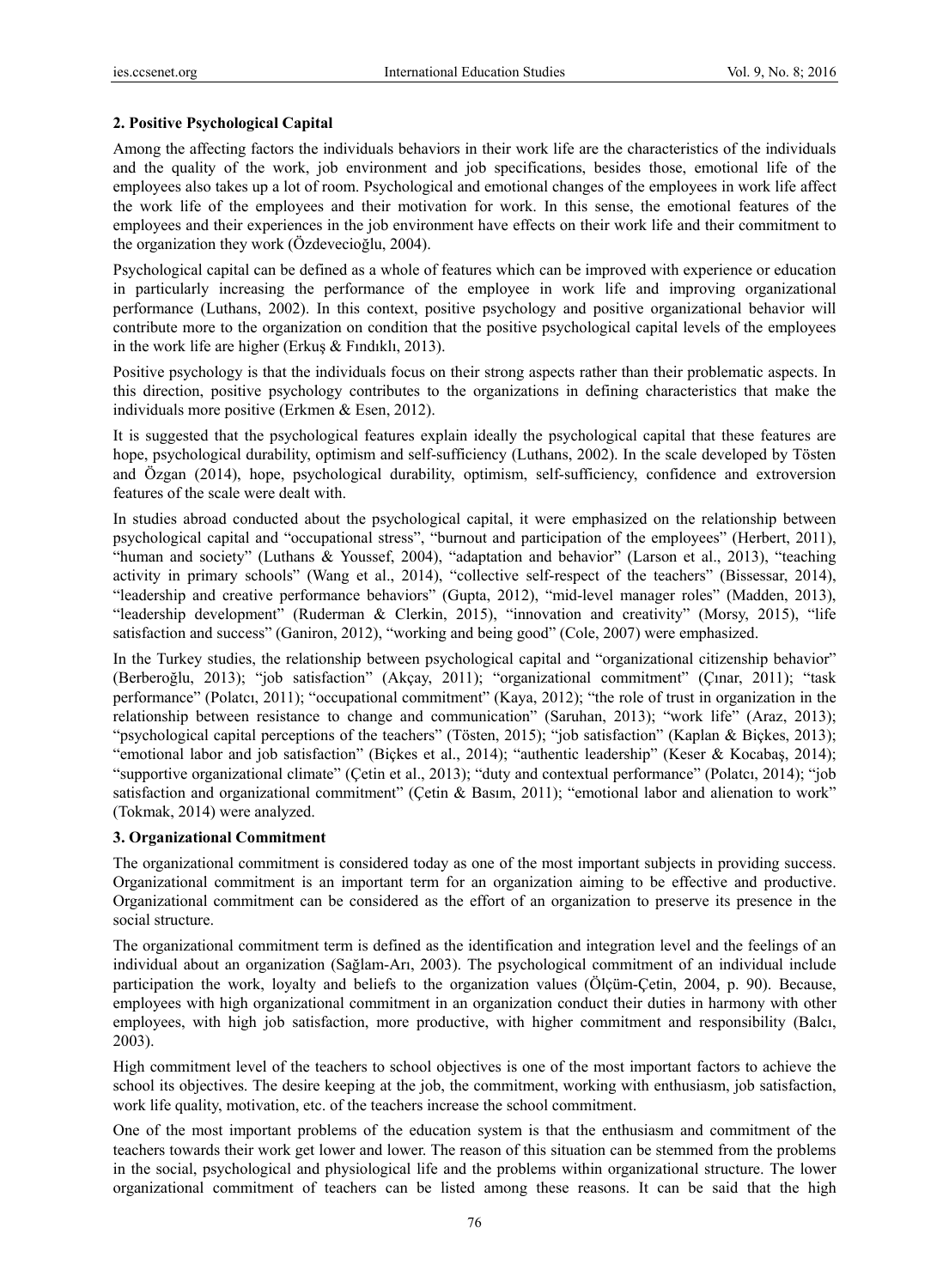## 2. Positive Psychological Capital

Among the affecting factors the individuals behaviors in their work life are the characteristics of the individuals and the quality of the work, job environment and job specifications, besides those, emotional life of the employees also takes up a lot of room. Psychological and emotional changes of the employees in work life affect the work life of the employees and their motivation for work. In this sense, the emotional features of the employees and their experiences in the job environment have effects on their work life and their commitment to the organization they work (Özdevecioğlu, 2004).

Psychological capital can be defined as a whole of features which can be improved with experience or education in particularly increasing the performance of the employee in work life and improving organizational performance (Luthans, 2002). In this context, positive psychology and positive organizational behavior will contribute more to the organization on condition that the positive psychological capital levels of the employees in the work life are higher (Erkuş & Fındıklı, 2013).

Positive psychology is that the individuals focus on their strong aspects rather than their problematic aspects. In this direction, positive psychology contributes to the organizations in defining characteristics that make the individuals more positive (Erkmen & Esen, 2012).

It is suggested that the psychological features explain ideally the psychological capital that these features are hope, psychological durability, optimism and self-sufficiency (Luthans, 2002). In the scale developed by Tösten and Özgan (2014), hope, psychological durability, optimism, self-sufficiency, confidence and extroversion features of the scale were dealt with.

In studies abroad conducted about the psychological capital, it were emphasized on the relationship between psychological capital and "occupational stress", "burnout and participation of the employees" (Herbert, 2011), "human and society" (Luthans & Youssef, 2004), "adaptation and behavior" (Larson et al., 2013), "teaching activity in primary schools" (Wang et al., 2014), "collective self-respect of the teachers" (Bissessar, 2014), "leadership and creative performance behaviors" (Gupta, 2012), "mid-level manager roles" (Madden, 2013), "leadership development" (Ruderman & Clerkin, 2015), "innovation and creativity" (Morsy, 2015), "life satisfaction and success" (Ganiron, 2012), "working and being good" (Cole, 2007) were emphasized.

In the Turkey studies, the relationship between psychological capital and "organizational citizenship behavior" (Berberoğlu, 2013); "job satisfaction" (Akçay, 2011); "organizational commitment" (Çınar, 2011); "task performance" (Polatcı, 2011); "occupational commitment" (Kaya, 2012); "the role of trust in organization in the relationship between resistance to change and communication" (Saruhan, 2013); "work life" (Araz, 2013); "psychological capital perceptions of the teachers" (Tösten, 2015); "job satisfaction" (Kaplan & Biçkes, 2013); "emotional labor and job satisfaction" (Biçkes et al., 2014); "authentic leadership" (Keser & Kocabaş, 2014); "supportive organizational climate" (Çetin et al., 2013); "duty and contextual performance" (Polatcı, 2014); "job satisfaction and organizational commitment" (Çetin & Basım, 2011); "emotional labor and alienation to work" (Tokmak, 2014) were analyzed.

## 3. Organizational Commitment

The organizational commitment is considered today as one of the most important subjects in providing success. Organizational commitment is an important term for an organization aiming to be effective and productive. Organizational commitment can be considered as the effort of an organization to preserve its presence in the social structure.

The organizational commitment term is defined as the identification and integration level and the feelings of an individual about an organization (Sağlam-Arı, 2003). The psychological commitment of an individual include participation the work, loyalty and beliefs to the organization values (Ölçüm-Çetin, 2004, p. 90). Because, employees with high organizational commitment in an organization conduct their duties in harmony with other employees, with high job satisfaction, more productive, with higher commitment and responsibility (Balcı, 2003).

High commitment level of the teachers to school objectives is one of the most important factors to achieve the school its objectives. The desire keeping at the job, the commitment, working with enthusiasm, job satisfaction, work life quality, motivation, etc. of the teachers increase the school commitment.

One of the most important problems of the education system is that the enthusiasm and commitment of the teachers towards their work get lower and lower. The reason of this situation can be stemmed from the problems in the social, psychological and physiological life and the problems within organizational structure. The lower organizational commitment of teachers can be listed among these reasons. It can be said that the high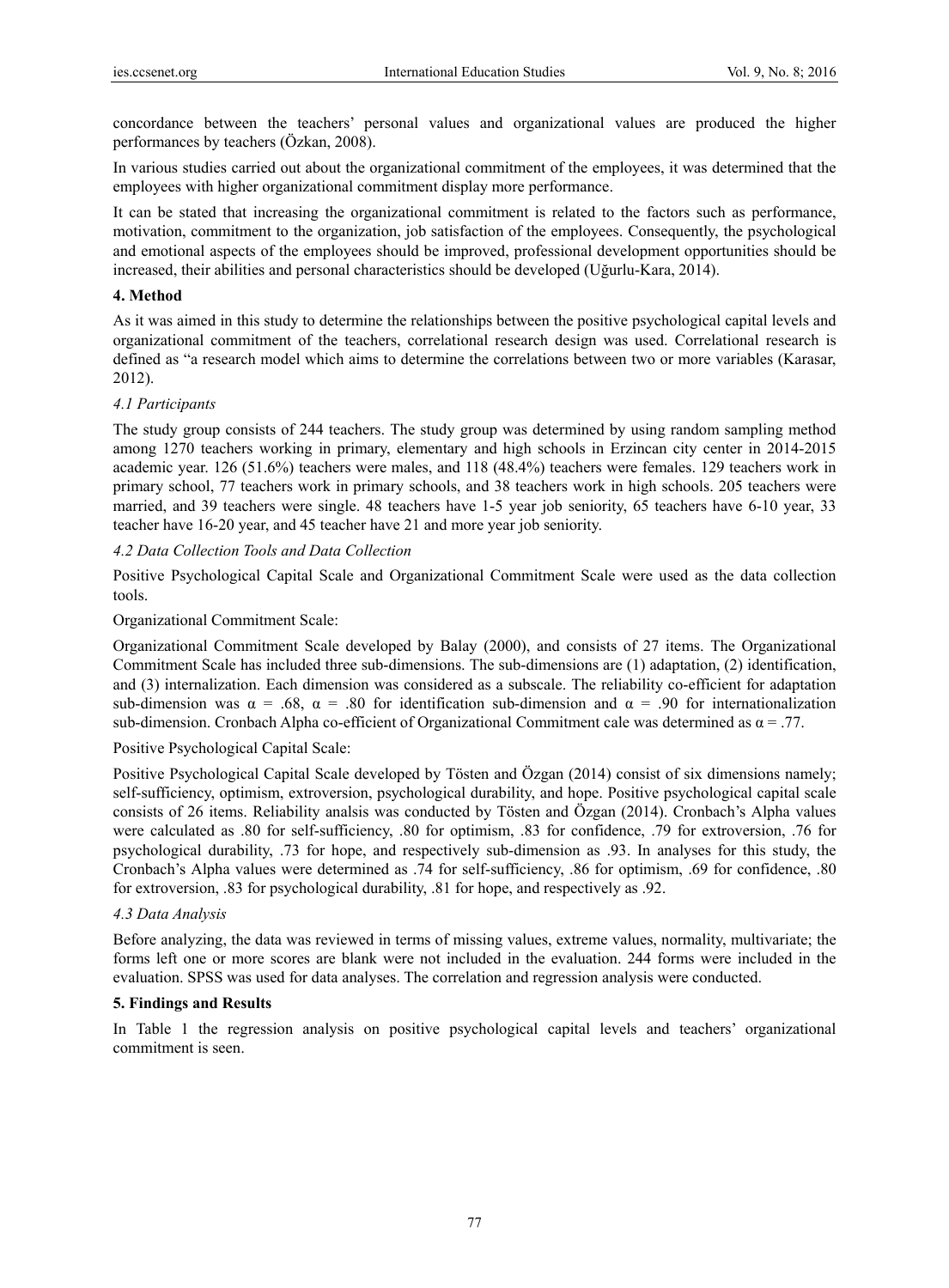concordance between the teachers' personal values and organizational values are produced the higher performances by teachers (Özkan, 2008).

In various studies carried out about the organizational commitment of the employees, it was determined that the employees with higher organizational commitment display more performance.

It can be stated that increasing the organizational commitment is related to the factors such as performance, motivation, commitment to the organization, job satisfaction of the employees. Consequently, the psychological and emotional aspects of the employees should be improved, professional development opportunities should be increased, their abilities and personal characteristics should be developed (Uğurlu-Kara, 2014).

## 4. Method

As it was aimed in this study to determine the relationships between the positive psychological capital levels and organizational commitment of the teachers, correlational research design was used. Correlational research is defined as "a research model which aims to determine the correlations between two or more variables (Karasar, 2012).

### *4.1 Participants*

The study group consists of 244 teachers. The study group was determined by using random sampling method among 1270 teachers working in primary, elementary and high schools in Erzincan city center in 2014-2015 academic year. 126 (51.6%) teachers were males, and 118 (48.4%) teachers were females. 129 teachers work in primary school, 77 teachers work in primary schools, and 38 teachers work in high schools. 205 teachers were married, and 39 teachers were single. 48 teachers have 1-5 year job seniority, 65 teachers have 6-10 year, 33 teacher have 16-20 year, and 45 teacher have 21 and more year job seniority.

### *4.2 Data Collection Tools and Data Collection*

Positive Psychological Capital Scale and Organizational Commitment Scale were used as the data collection tools.

Organizational Commitment Scale:

Organizational Commitment Scale developed by Balay (2000), and consists of 27 items. The Organizational Commitment Scale has included three sub-dimensions. The sub-dimensions are (1) adaptation, (2) identification, and (3) internalization. Each dimension was considered as a subscale. The reliability co-efficient for adaptation sub-dimension was $\alpha = .68$, $\alpha = .80$ for identification sub-dimension and $\alpha = .90$ for internationalization sub-dimension. Cronbach Alpha co-efficient of Organizational Commitment cale was determined as $\alpha = .77$.

Positive Psychological Capital Scale:

Positive Psychological Capital Scale developed by Tösten and Özgan (2014) consist of six dimensions namely; self-sufficiency, optimism, extroversion, psychological durability, and hope. Positive psychological capital scale consists of 26 items. Reliability analsis was conducted by Tösten and Özgan (2014). Cronbach's Alpha values were calculated as .80 for self-sufficiency, .80 for optimism, .83 for confidence, .79 for extroversion, .76 for psychological durability, .73 for hope, and respectively sub-dimension as .93. In analyses for this study, the Cronbach's Alpha values were determined as .74 for self-sufficiency, .86 for optimism, .69 for confidence, .80 for extroversion, .83 for psychological durability, .81 for hope, and respectively as .92.

### *4.3 Data Analysis*

Before analyzing, the data was reviewed in terms of missing values, extreme values, normality, multivariate; the forms left one or more scores are blank were not included in the evaluation. 244 forms were included in the evaluation. SPSS was used for data analyses. The correlation and regression analysis were conducted.

## 5. Findings and Results

In Table 1 the regression analysis on positive psychological capital levels and teachers' organizational commitment is seen.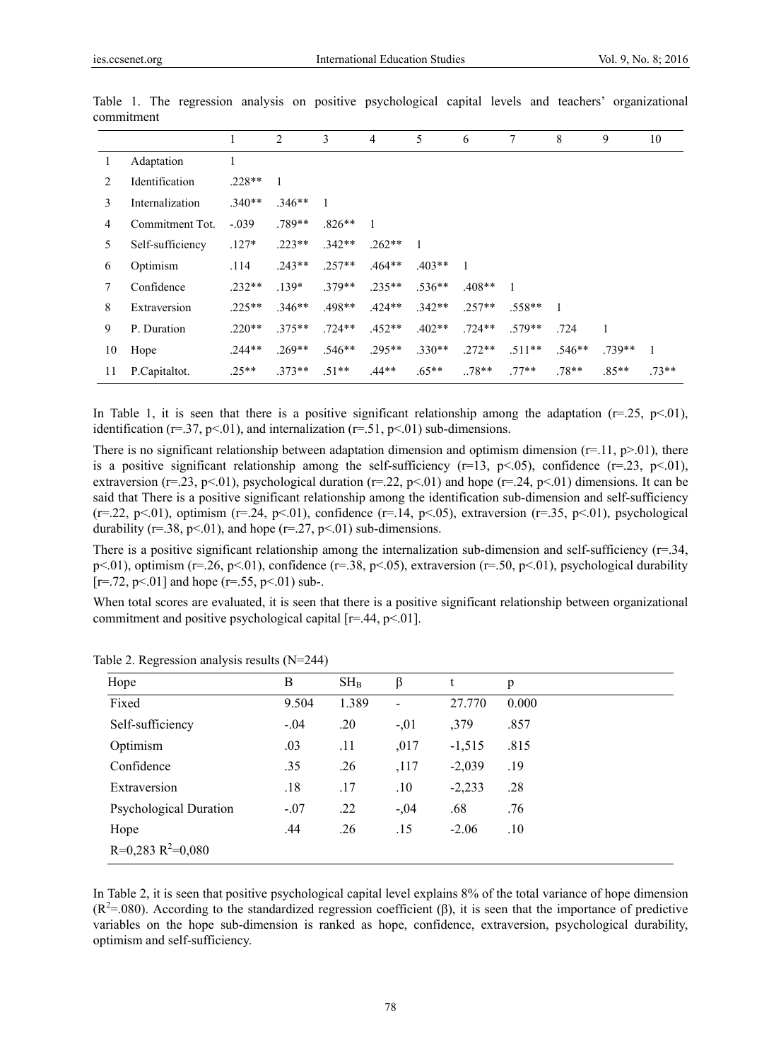Table 1. The regression analysis on positive psychological capital levels and teachers' organizational commitment

| | | 1 | 2 | 3 | 4 | 5 | 6 | 7 | 8 | 9 | 10 |
|---|---|---|---|---|---|---|---|---|---|---|---|
| 1 | Adaptation | 1 | | | | | | | | | |
| 2 | Identification | .228** | 1 | | | | | | | | |
| 3 | Internalization | .340** | .346** | 1 | | | | | | | |
| 4 | Commitment Tot. | -.039 | .789** | .826** | 1 | | | | | | |
| 5 | Self-sufficiency | .127* | .223** | .342** | .262** | 1 | | | | | |
| 6 | Optimism | .114 | .243** | .257** | .464** | .403** | 1 | | | | |
| 7 | Confidence | .232** | .139* | .379** | .235** | .536** | .408** | 1 | | | |
| 8 | Extraversion | .225** | .346** | .498** | .424** | .342** | .257** | .558** | 1 | | |
| 9 | P. Duration | .220** | .375** | .724** | .452** | .402** | .724** | .579** | .724 | 1 | |
| 10 | Hope | .244** | .269** | .546** | .295** | .330** | .272** | .511** | .546** | .739** | 1 |
| 11 | P.Capitaltot. | .25** | .373** | .51** | .44** | .65** | ..78** | .77** | .78** | .85** | .73** |

In Table 1, it is seen that there is a positive significant relationship among the adaptation ($r=.25$, $p<.01$), identification ($r=.37$, $p<.01$), and internalization ($r=.51$, $p<.01$) sub-dimensions.

There is no significant relationship between adaptation dimension and optimism dimension ($r=.11$, $p>.01$), there is a positive significant relationship among the self-sufficiency ($r=13$, $p<.05$), confidence ($r=.23$, $p<.01$), extraversion ($r=.23$, $p<.01$), psychological duration ($r=.22$, $p<.01$) and hope ($r=.24$, $p<.01$) dimensions. It can be said that There is a positive significant relationship among the identification sub-dimension and self-sufficiency ($r=.22$, $p<.01$), optimism ($r=.24$, $p<.01$), confidence ($r=.14$, $p<.05$), extraversion ($r=.35$, $p<.01$), psychological durability ($r=.38$, $p<.01$), and hope ($r=.27$, $p<.01$) sub-dimensions.

There is a positive significant relationship among the internalization sub-dimension and self-sufficiency ($r=.34$, $p<.01$), optimism ($r=.26$, $p<.01$), confidence ($r=.38$, $p<.05$), extraversion ($r=.50$, $p<.01$), psychological durability [$r=.72$, $p<.01$] and hope ($r=.55$, $p<.01$) sub-.

When total scores are evaluated, it is seen that there is a positive significant relationship between organizational commitment and positive psychological capital [$r=.44$, $p<.01$].

Table 2. Regression analysis results (N=244)

| Hope | B | $SH_B$ | β | t | p |
|---|---|---|---|---|---|
| Fixed | 9.504 | 1.389 | - | 27.770 | 0.000 |
| Self-sufficiency | -.04 | .20 | -,01 | ,379 | .857 |
| Optimism | .03 | .11 | ,017 | -1,515 | .815 |
| Confidence | .35 | .26 | ,117 | -2,039 | .19 |
| Extraversion | .18 | .17 | .10 | -2,233 | .28 |
| Psychological Duration | -.07 | .22 | -,04 | .68 | .76 |
| Hope | .44 | .26 | .15 | -2.06 | .10 |
| $R=0,283$ $R^2=0,080$ | | | | | |

In Table 2, it is seen that positive psychological capital level explains 8% of the total variance of hope dimension ($R^2=.080$). According to the standardized regression coefficient (β), it is seen that the importance of predictive variables on the hope sub-dimension is ranked as hope, confidence, extraversion, psychological durability, optimism and self-sufficiency.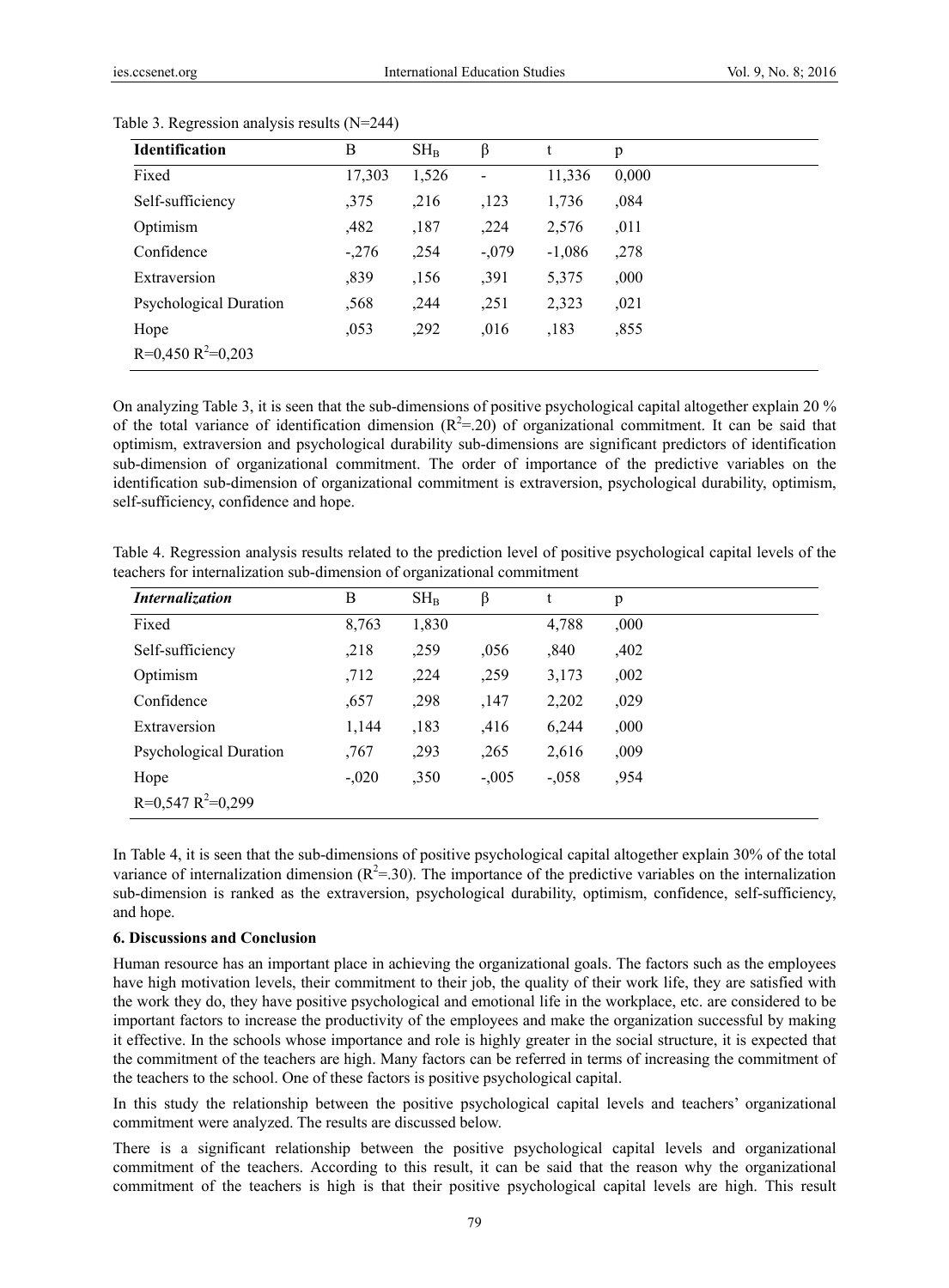Table 3. Regression analysis results (N=244)

| Identification | B | $SH_B$ | β | t | p |
|---|---|---|---|---|---|
| Fixed | 17,303 | 1,526 | - | 11,336 | 0,000 |
| Self-sufficiency | ,375 | ,216 | ,123 | 1,736 | ,084 |
| Optimism | ,482 | ,187 | ,224 | 2,576 | ,011 |
| Confidence | -,276 | ,254 | -,079 | -1,086 | ,278 |
| Extraversion | ,839 | ,156 | ,391 | 5,375 | ,000 |
| Psychological Duration | ,568 | ,244 | ,251 | 2,323 | ,021 |
| Hope | ,053 | ,292 | ,016 | ,183 | ,855 |
| R=0,450 $R^2$=0,203 | | | | | |

On analyzing Table 3, it is seen that the sub-dimensions of positive psychological capital altogether explain 20 % of the total variance of identification dimension ($R^2$=.20) of organizational commitment. It can be said that optimism, extraversion and psychological durability sub-dimensions are significant predictors of identification sub-dimension of organizational commitment. The order of importance of the predictive variables on the identification sub-dimension of organizational commitment is extraversion, psychological durability, optimism, self-sufficiency, confidence and hope.

Table 4. Regression analysis results related to the prediction level of positive psychological capital levels of the teachers for internalization sub-dimension of organizational commitment

| *Internalization* | B | $SH_B$ | β | t | p |
|---|---|---|---|---|---|
| Fixed | 8,763 | 1,830 | | 4,788 | ,000 |
| Self-sufficiency | ,218 | ,259 | ,056 | ,840 | ,402 |
| Optimism | ,712 | ,224 | ,259 | 3,173 | ,002 |
| Confidence | ,657 | ,298 | ,147 | 2,202 | ,029 |
| Extraversion | 1,144 | ,183 | ,416 | 6,244 | ,000 |
| Psychological Duration | ,767 | ,293 | ,265 | 2,616 | ,009 |
| Hope | -,020 | ,350 | -,005 | -,058 | ,954 |
| R=0,547 $R^2$=0,299 | | | | | |

In Table 4, it is seen that the sub-dimensions of positive psychological capital altogether explain 30% of the total variance of internalization dimension ($R^2$=.30). The importance of the predictive variables on the internalization sub-dimension is ranked as the extraversion, psychological durability, optimism, confidence, self-sufficiency, and hope.

## 6. Discussions and Conclusion

Human resource has an important place in achieving the organizational goals. The factors such as the employees have high motivation levels, their commitment to their job, the quality of their work life, they are satisfied with the work they do, they have positive psychological and emotional life in the workplace, etc. are considered to be important factors to increase the productivity of the employees and make the organization successful by making it effective. In the schools whose importance and role is highly greater in the social structure, it is expected that the commitment of the teachers are high. Many factors can be referred in terms of increasing the commitment of the teachers to the school. One of these factors is positive psychological capital.

In this study the relationship between the positive psychological capital levels and teachers' organizational commitment were analyzed. The results are discussed below.

There is a significant relationship between the positive psychological capital levels and organizational commitment of the teachers. According to this result, it can be said that the reason why the organizational commitment of the teachers is high is that their positive psychological capital levels are high. This result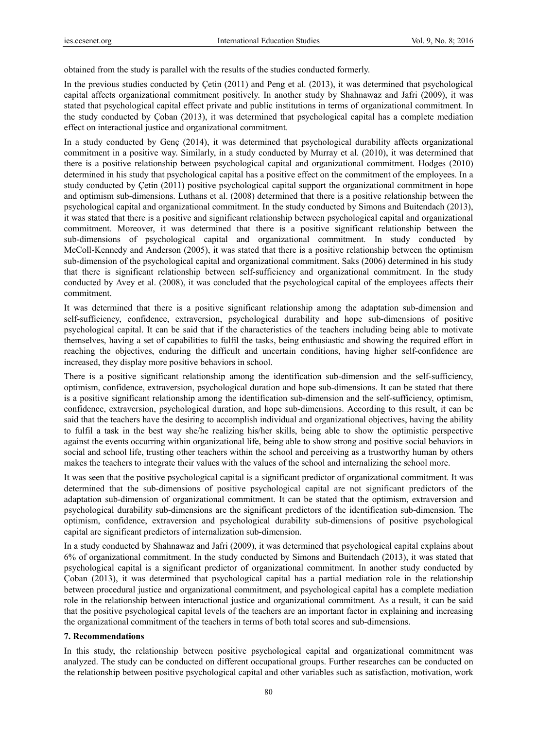obtained from the study is parallel with the results of the studies conducted formerly.

In the previous studies conducted by Çetin (2011) and Peng et al. (2013), it was determined that psychological capital affects organizational commitment positively. In another study by Shahnawaz and Jafri (2009), it was stated that psychological capital effect private and public institutions in terms of organizational commitment. In the study conducted by Çoban (2013), it was determined that psychological capital has a complete mediation effect on interactional justice and organizational commitment.

In a study conducted by Genç (2014), it was determined that psychological durability affects organizational commitment in a positive way. Similarly, in a study conducted by Murray et al. (2010), it was determined that there is a positive relationship between psychological capital and organizational commitment. Hodges (2010) determined in his study that psychological capital has a positive effect on the commitment of the employees. In a study conducted by Çetin (2011) positive psychological capital support the organizational commitment in hope and optimism sub-dimensions. Luthans et al. (2008) determined that there is a positive relationship between the psychological capital and organizational commitment. In the study conducted by Simons and Buitendach (2013), it was stated that there is a positive and significant relationship between psychological capital and organizational commitment. Moreover, it was determined that there is a positive significant relationship between the sub-dimensions of psychological capital and organizational commitment. In study conducted by McColl-Kennedy and Anderson (2005), it was stated that there is a positive relationship between the optimism sub-dimension of the psychological capital and organizational commitment. Saks (2006) determined in his study that there is significant relationship between self-sufficiency and organizational commitment. In the study conducted by Avey et al. (2008), it was concluded that the psychological capital of the employees affects their commitment.

It was determined that there is a positive significant relationship among the adaptation sub-dimension and self-sufficiency, confidence, extraversion, psychological durability and hope sub-dimensions of positive psychological capital. It can be said that if the characteristics of the teachers including being able to motivate themselves, having a set of capabilities to fulfil the tasks, being enthusiastic and showing the required effort in reaching the objectives, enduring the difficult and uncertain conditions, having higher self-confidence are increased, they display more positive behaviors in school.

There is a positive significant relationship among the identification sub-dimension and the self-sufficiency, optimism, confidence, extraversion, psychological duration and hope sub-dimensions. It can be stated that there is a positive significant relationship among the identification sub-dimension and the self-sufficiency, optimism, confidence, extraversion, psychological duration, and hope sub-dimensions. According to this result, it can be said that the teachers have the desiring to accomplish individual and organizational objectives, having the ability to fulfil a task in the best way she/he realizing his/her skills, being able to show the optimistic perspective against the events occurring within organizational life, being able to show strong and positive social behaviors in social and school life, trusting other teachers within the school and perceiving as a trustworthy human by others makes the teachers to integrate their values with the values of the school and internalizing the school more.

It was seen that the positive psychological capital is a significant predictor of organizational commitment. It was determined that the sub-dimensions of positive psychological capital are not significant predictors of the adaptation sub-dimension of organizational commitment. It can be stated that the optimism, extraversion and psychological durability sub-dimensions are the significant predictors of the identification sub-dimension. The optimism, confidence, extraversion and psychological durability sub-dimensions of positive psychological capital are significant predictors of internalization sub-dimension.

In a study conducted by Shahnawaz and Jafri (2009), it was determined that psychological capital explains about 6% of organizational commitment. In the study conducted by Simons and Buitendach (2013), it was stated that psychological capital is a significant predictor of organizational commitment. In another study conducted by Çoban (2013), it was determined that psychological capital has a partial mediation role in the relationship between procedural justice and organizational commitment, and psychological capital has a complete mediation role in the relationship between interactional justice and organizational commitment. As a result, it can be said that the positive psychological capital levels of the teachers are an important factor in explaining and increasing the organizational commitment of the teachers in terms of both total scores and sub-dimensions.

## 7. Recommendations

In this study, the relationship between positive psychological capital and organizational commitment was analyzed. The study can be conducted on different occupational groups. Further researches can be conducted on the relationship between positive psychological capital and other variables such as satisfaction, motivation, work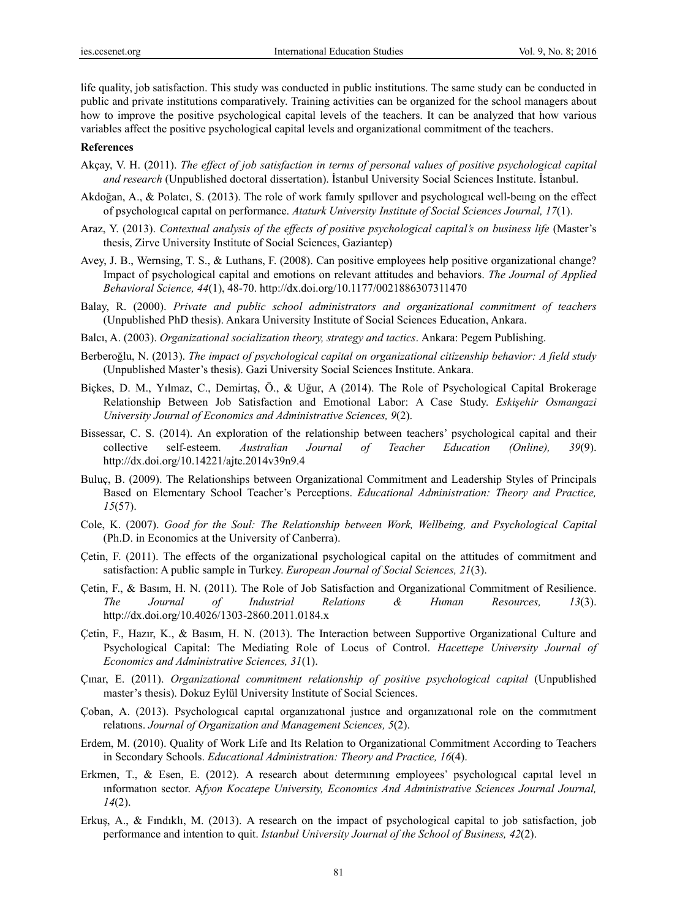life quality, job satisfaction. This study was conducted in public institutions. The same study can be conducted in public and private institutions comparatively. Training activities can be organized for the school managers about how to improve the positive psychological capital levels of the teachers. It can be analyzed that how various variables affect the positive psychological capital levels and organizational commitment of the teachers.

**References**

Akçay, V. H. (2011). *The effect of job satisfaction in terms of personal values of positive psychological capital and research* (Unpublished doctoral dissertation). İstanbul University Social Sciences Institute. İstanbul.

Akdoğan, A., & Polatcı, S. (2013). The role of work famıly spıllover and psychologıcal well-beıng on the effect of psychologıcal capıtal on performance. *Ataturk University Institute of Social Sciences Journal, 17*(1).

Araz, Y. (2013). *Contextual analysis of the effects of positive psychological capital's on business life* (Master's thesis, Zirve University Institute of Social Sciences, Gaziantep)

Avey, J. B., Wernsing, T. S., & Luthans, F. (2008). Can positive employees help positive organizational change? Impact of psychological capital and emotions on relevant attitudes and behaviors. *The Journal of Applied Behavioral Science, 44*(1), 48-70. http://dx.doi.org/10.1177/0021886307311470

Balay, R. (2000). *Private and public school administrators and organizational commitment of teachers* (Unpublished PhD thesis). Ankara University Institute of Social Sciences Education, Ankara.

Balcı, A. (2003). *Organizational socialization theory, strategy and tactics*. Ankara: Pegem Publishing.

Berberoğlu, N. (2013). *The impact of psychological capital on organizational citizenship behavior: A field study* (Unpublished Master's thesis). Gazi University Social Sciences Institute. Ankara.

Biçkes, D. M., Yılmaz, C., Demirtaş, Ö., & Uğur, A (2014). The Role of Psychological Capital Brokerage Relationship Between Job Satisfaction and Emotional Labor: A Case Study. *Eskişehir Osmangazi University Journal of Economics and Administrative Sciences, 9*(2).

Bissessar, C. S. (2014). An exploration of the relationship between teachers' psychological capital and their collective self-esteem. *Australian Journal of Teacher Education (Online), 39*(9). http://dx.doi.org/10.14221/ajte.2014v39n9.4

Buluç, B. (2009). The Relationships between Organizational Commitment and Leadership Styles of Principals Based on Elementary School Teacher's Perceptions. *Educational Administration: Theory and Practice, 15*(57).

Cole, K. (2007). *Good for the Soul: The Relationship between Work, Wellbeing, and Psychological Capital* (Ph.D. in Economics at the University of Canberra).

Çetin, F. (2011). The effects of the organizational psychological capital on the attitudes of commitment and satisfaction: A public sample in Turkey. *European Journal of Social Sciences, 21*(3).

Çetin, F., & Basım, H. N. (2011). The Role of Job Satisfaction and Organizational Commitment of Resilience. *The Journal of Industrial Relations & Human Resources, 13*(3). http://dx.doi.org/10.4026/1303-2860.2011.0184.x

Çetin, F., Hazır, K., & Basım, H. N. (2013). The Interaction between Supportive Organizational Culture and Psychological Capital: The Mediating Role of Locus of Control. *Hacettepe University Journal of Economics and Administrative Sciences, 31*(1).

Çınar, E. (2011). *Organizational commitment relationship of positive psychological capital* (Unpublished master's thesis). Dokuz Eylül University Institute of Social Sciences.

Çoban, A. (2013). Psychologıcal capıtal organızatıonal justıce and organızatıonal role on the commıtment relatıons. *Journal of Organization and Management Sciences, 5*(2).

Erdem, M. (2010). Quality of Work Life and Its Relation to Organizational Commitment According to Teachers in Secondary Schools. *Educational Administration: Theory and Practice, 16*(4).

Erkmen, T., & Esen, E. (2012). A research about determınıng employees' psychologıcal capıtal level ın ınformatıon sector. A*fyon Kocatepe University, Economics And Administrative Sciences Journal Journal, 14*(2).

Erkuş, A., & Fındıklı, M. (2013). A research on the impact of psychological capital to job satisfaction, job performance and intention to quit. *Istanbul University Journal of the School of Business, 42*(2).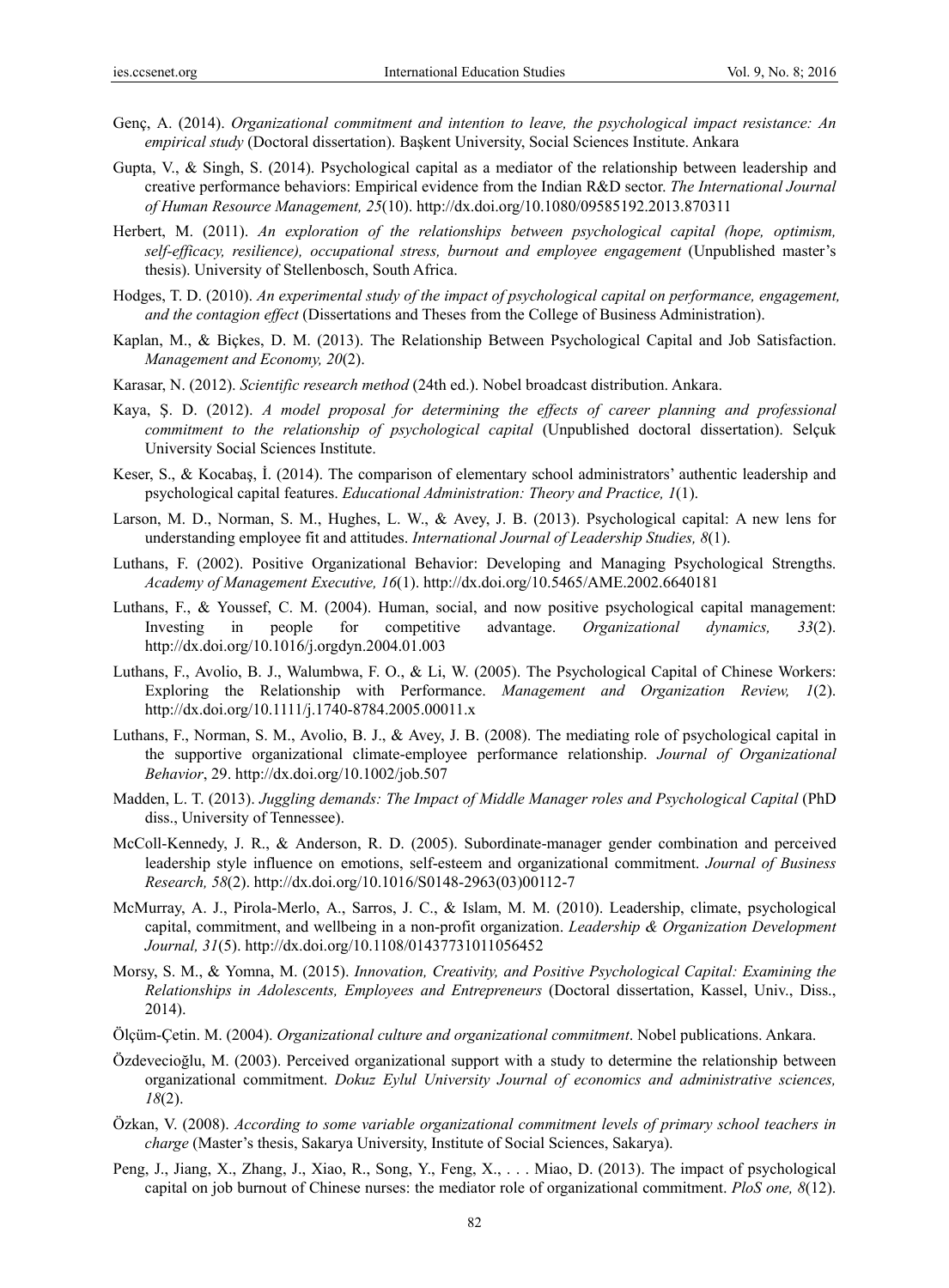Genç, A. (2014). *Organizational commitment and intention to leave, the psychological impact resistance: An empirical study* (Doctoral dissertation). Başkent University, Social Sciences Institute. Ankara

Gupta, V., & Singh, S. (2014). Psychological capital as a mediator of the relationship between leadership and creative performance behaviors: Empirical evidence from the Indian R&D sector. *The International Journal of Human Resource Management, 25*(10). http://dx.doi.org/10.1080/09585192.2013.870311

Herbert, M. (2011). *An exploration of the relationships between psychological capital (hope, optimism, self-efficacy, resilience), occupational stress, burnout and employee engagement* (Unpublished master's thesis). University of Stellenbosch, South Africa.

Hodges, T. D. (2010). *An experimental study of the impact of psychological capital on performance, engagement, and the contagion effect* (Dissertations and Theses from the College of Business Administration).

Kaplan, M., & Biçkes, D. M. (2013). The Relationship Between Psychological Capital and Job Satisfaction. *Management and Economy, 20*(2).

Karasar, N. (2012). *Scientific research method* (24th ed.). Nobel broadcast distribution. Ankara.

Kaya, Ş. D. (2012). *A model proposal for determining the effects of career planning and professional commitment to the relationship of psychological capital* (Unpublished doctoral dissertation). Selçuk University Social Sciences Institute.

Keser, S., & Kocabaş, İ. (2014). The comparison of elementary school administrators' authentic leadership and psychological capital features. *Educational Administration: Theory and Practice, 1*(1).

Larson, M. D., Norman, S. M., Hughes, L. W., & Avey, J. B. (2013). Psychological capital: A new lens for understanding employee fit and attitudes. *International Journal of Leadership Studies, 8*(1).

Luthans, F. (2002). Positive Organizational Behavior: Developing and Managing Psychological Strengths. *Academy of Management Executive, 16*(1). http://dx.doi.org/10.5465/AME.2002.6640181

Luthans, F., & Youssef, C. M. (2004). Human, social, and now positive psychological capital management: Investing in people for competitive advantage. *Organizational dynamics, 33*(2). http://dx.doi.org/10.1016/j.orgdyn.2004.01.003

Luthans, F., Avolio, B. J., Walumbwa, F. O., & Li, W. (2005). The Psychological Capital of Chinese Workers: Exploring the Relationship with Performance. *Management and Organization Review, 1*(2). http://dx.doi.org/10.1111/j.1740-8784.2005.00011.x

Luthans, F., Norman, S. M., Avolio, B. J., & Avey, J. B. (2008). The mediating role of psychological capital in the supportive organizational climate-employee performance relationship. *Journal of Organizational Behavior*, 29. http://dx.doi.org/10.1002/job.507

Madden, L. T. (2013). *Juggling demands: The Impact of Middle Manager roles and Psychological Capital* (PhD diss., University of Tennessee).

McColl-Kennedy, J. R., & Anderson, R. D. (2005). Subordinate-manager gender combination and perceived leadership style influence on emotions, self-esteem and organizational commitment. *Journal of Business Research, 58*(2). http://dx.doi.org/10.1016/S0148-2963(03)00112-7

McMurray, A. J., Pirola-Merlo, A., Sarros, J. C., & Islam, M. M. (2010). Leadership, climate, psychological capital, commitment, and wellbeing in a non-profit organization. *Leadership & Organization Development Journal, 31*(5). http://dx.doi.org/10.1108/01437731011056452

Morsy, S. M., & Yomna, M. (2015). *Innovation, Creativity, and Positive Psychological Capital: Examining the Relationships in Adolescents, Employees and Entrepreneurs* (Doctoral dissertation, Kassel, Univ., Diss., 2014).

Ölçüm-Çetin. M. (2004). *Organizational culture and organizational commitment*. Nobel publications. Ankara.

Özdevecioğlu, M. (2003). Perceived organizational support with a study to determine the relationship between organizational commitment. *Dokuz Eylul University Journal of economics and administrative sciences, 18*(2).

Özkan, V. (2008). *According to some variable organizational commitment levels of primary school teachers in charge* (Master's thesis, Sakarya University, Institute of Social Sciences, Sakarya).

Peng, J., Jiang, X., Zhang, J., Xiao, R., Song, Y., Feng, X., . . . Miao, D. (2013). The impact of psychological capital on job burnout of Chinese nurses: the mediator role of organizational commitment. *PloS one, 8*(12).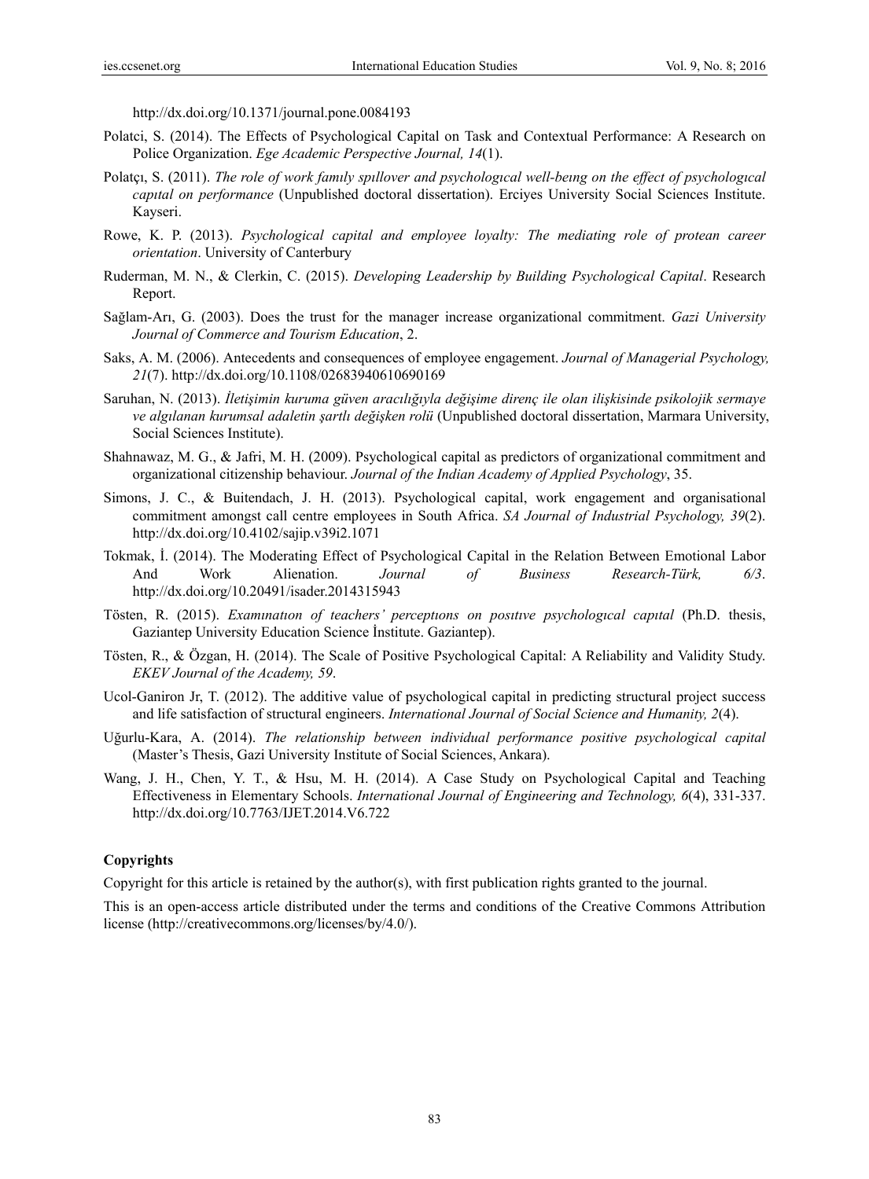http://dx.doi.org/10.1371/journal.pone.0084193

Polatci, S. (2014). The Effects of Psychological Capital on Task and Contextual Performance: A Research on Police Organization. *Ege Academic Perspective Journal, 14*(1).

Polatçı, S. (2011). *The role of work famıly spıllover and psychologıcal well-beıng on the effect of psychologıcal capıtal on performance* (Unpublished doctoral dissertation). Erciyes University Social Sciences Institute. Kayseri.

Rowe, K. P. (2013). *Psychological capital and employee loyalty: The mediating role of protean career orientation*. University of Canterbury

Ruderman, M. N., & Clerkin, C. (2015). *Developing Leadership by Building Psychological Capital*. Research Report.

Sağlam-Arı, G. (2003). Does the trust for the manager increase organizational commitment. *Gazi University Journal of Commerce and Tourism Education*, 2.

Saks, A. M. (2006). Antecedents and consequences of employee engagement. *Journal of Managerial Psychology, 21*(7). http://dx.doi.org/10.1108/02683940610690169

Saruhan, N. (2013). *İletişimin kuruma güven aracılığıyla değişime direnç ile olan ilişkisinde psikolojik sermaye ve algılanan kurumsal adaletin şartlı değişken rolü* (Unpublished doctoral dissertation, Marmara University, Social Sciences Institute).

Shahnawaz, M. G., & Jafri, M. H. (2009). Psychological capital as predictors of organizational commitment and organizational citizenship behaviour. *Journal of the Indian Academy of Applied Psychology*, 35.

Simons, J. C., & Buitendach, J. H. (2013). Psychological capital, work engagement and organisational commitment amongst call centre employees in South Africa. *SA Journal of Industrial Psychology, 39*(2). http://dx.doi.org/10.4102/sajip.v39i2.1071

Tokmak, İ. (2014). The Moderating Effect of Psychological Capital in the Relation Between Emotional Labor And Work Alienation. *Journal of Business Research-Türk, 6/3*. http://dx.doi.org/10.20491/isader.2014315943

Tösten, R. (2015). *Examınatıon of teachers' perceptıons on posıtıve psychologıcal capıtal* (Ph.D. thesis, Gaziantep University Education Science İnstitute. Gaziantep).

Tösten, R., & Özgan, H. (2014). The Scale of Positive Psychological Capital: A Reliability and Validity Study. *EKEV Journal of the Academy, 59*.

Ucol-Ganiron Jr, T. (2012). The additive value of psychological capital in predicting structural project success and life satisfaction of structural engineers. *International Journal of Social Science and Humanity, 2*(4).

Uğurlu-Kara, A. (2014). *The relationship between individual performance positive psychological capital* (Master's Thesis, Gazi University Institute of Social Sciences, Ankara).

Wang, J. H., Chen, Y. T., & Hsu, M. H. (2014). A Case Study on Psychological Capital and Teaching Effectiveness in Elementary Schools. *International Journal of Engineering and Technology, 6*(4), 331-337. http://dx.doi.org/10.7763/IJET.2014.V6.722

**Copyrights**

Copyright for this article is retained by the author(s), with first publication rights granted to the journal.

This is an open-access article distributed under the terms and conditions of the Creative Commons Attribution license (http://creativecommons.org/licenses/by/4.0/).